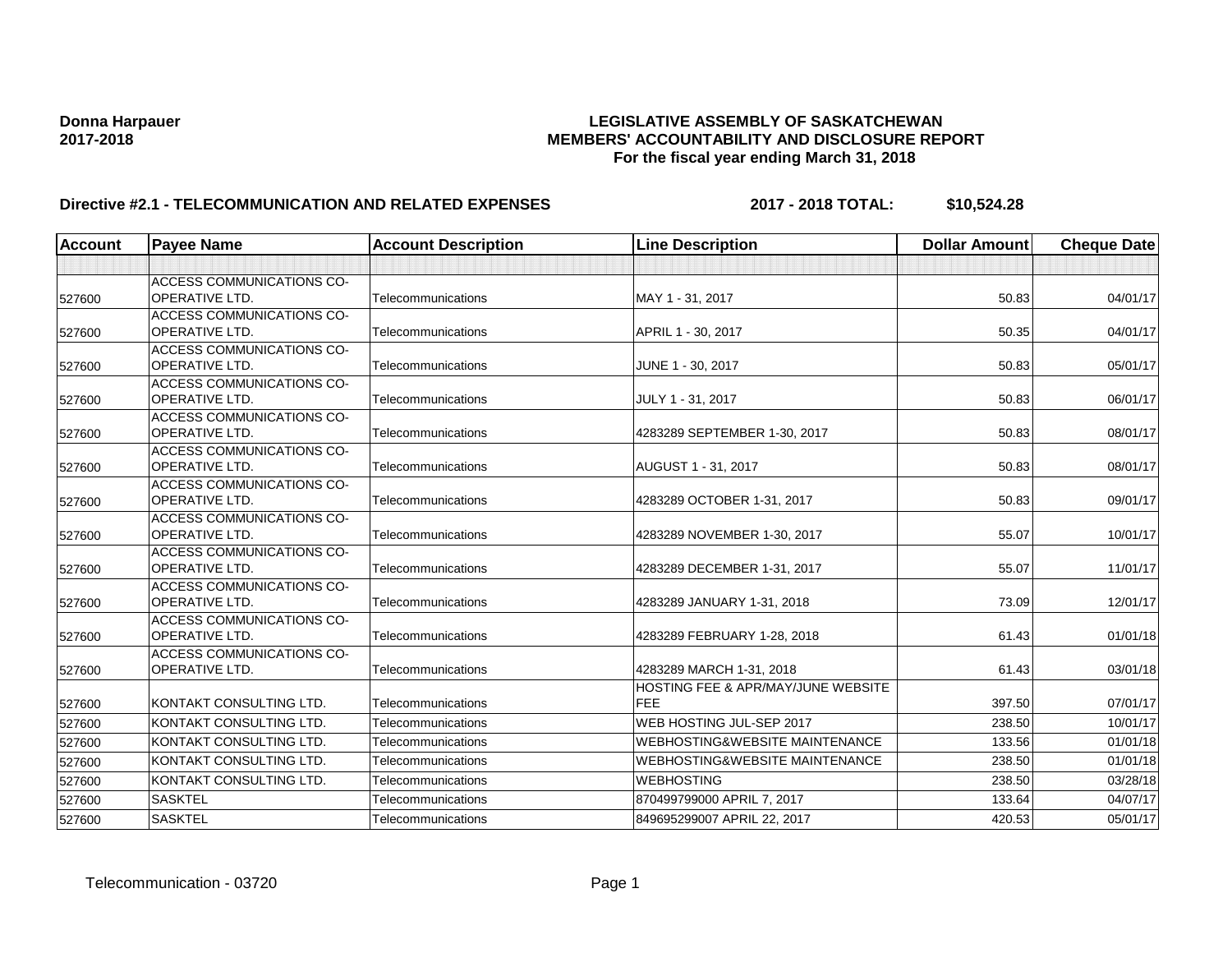**Donna Harpauer**
**2017-2018**

**LEGISLATIVE ASSEMBLY OF SASKATCHEWAN**
**MEMBERS' ACCOUNTABILITY AND DISCLOSURE REPORT**
**For the fiscal year ending March 31, 2018**

**Directive #2.1 - TELECOMMUNICATION AND RELATED EXPENSES** **2017 - 2018 TOTAL: $10,524.28**

| Account | Payee Name | Account Description | Line Description | Dollar Amount | Cheque Date |
|---|---|---|---|---|---|
| | | | | | |
| 527600 | ACCESS COMMUNICATIONS CO-OPERATIVE LTD. | Telecommunications | MAY 1 - 31, 2017 | 50.83 | 04/01/17 |
| 527600 | ACCESS COMMUNICATIONS CO-OPERATIVE LTD. | Telecommunications | APRIL 1 - 30, 2017 | 50.35 | 04/01/17 |
| 527600 | ACCESS COMMUNICATIONS CO-OPERATIVE LTD. | Telecommunications | JUNE 1 - 30, 2017 | 50.83 | 05/01/17 |
| 527600 | ACCESS COMMUNICATIONS CO-OPERATIVE LTD. | Telecommunications | JULY 1 - 31, 2017 | 50.83 | 06/01/17 |
| 527600 | ACCESS COMMUNICATIONS CO-OPERATIVE LTD. | Telecommunications | 4283289 SEPTEMBER 1-30, 2017 | 50.83 | 08/01/17 |
| 527600 | ACCESS COMMUNICATIONS CO-OPERATIVE LTD. | Telecommunications | AUGUST 1 - 31, 2017 | 50.83 | 08/01/17 |
| 527600 | ACCESS COMMUNICATIONS CO-OPERATIVE LTD. | Telecommunications | 4283289 OCTOBER 1-31, 2017 | 50.83 | 09/01/17 |
| 527600 | ACCESS COMMUNICATIONS CO-OPERATIVE LTD. | Telecommunications | 4283289 NOVEMBER 1-30, 2017 | 55.07 | 10/01/17 |
| 527600 | ACCESS COMMUNICATIONS CO-OPERATIVE LTD. | Telecommunications | 4283289 DECEMBER 1-31, 2017 | 55.07 | 11/01/17 |
| 527600 | ACCESS COMMUNICATIONS CO-OPERATIVE LTD. | Telecommunications | 4283289 JANUARY 1-31, 2018 | 73.09 | 12/01/17 |
| 527600 | ACCESS COMMUNICATIONS CO-OPERATIVE LTD. | Telecommunications | 4283289 FEBRUARY 1-28, 2018 | 61.43 | 01/01/18 |
| 527600 | ACCESS COMMUNICATIONS CO-OPERATIVE LTD. | Telecommunications | 4283289 MARCH 1-31, 2018 | 61.43 | 03/01/18 |
| 527600 | KONTAKT CONSULTING LTD. | Telecommunications | HOSTING FEE & APR/MAY/JUNE WEBSITE FEE | 397.50 | 07/01/17 |
| 527600 | KONTAKT CONSULTING LTD. | Telecommunications | WEB HOSTING JUL-SEP 2017 | 238.50 | 10/01/17 |
| 527600 | KONTAKT CONSULTING LTD. | Telecommunications | WEBHOSTING&WEBSITE MAINTENANCE | 133.56 | 01/01/18 |
| 527600 | KONTAKT CONSULTING LTD. | Telecommunications | WEBHOSTING&WEBSITE MAINTENANCE | 238.50 | 01/01/18 |
| 527600 | KONTAKT CONSULTING LTD. | Telecommunications | WEBHOSTING | 238.50 | 03/28/18 |
| 527600 | SASKTEL | Telecommunications | 870499799000 APRIL 7, 2017 | 133.64 | 04/07/17 |
| 527600 | SASKTEL | Telecommunications | 849695299007 APRIL 22, 2017 | 420.53 | 05/01/17 |

Telecommunication - 03720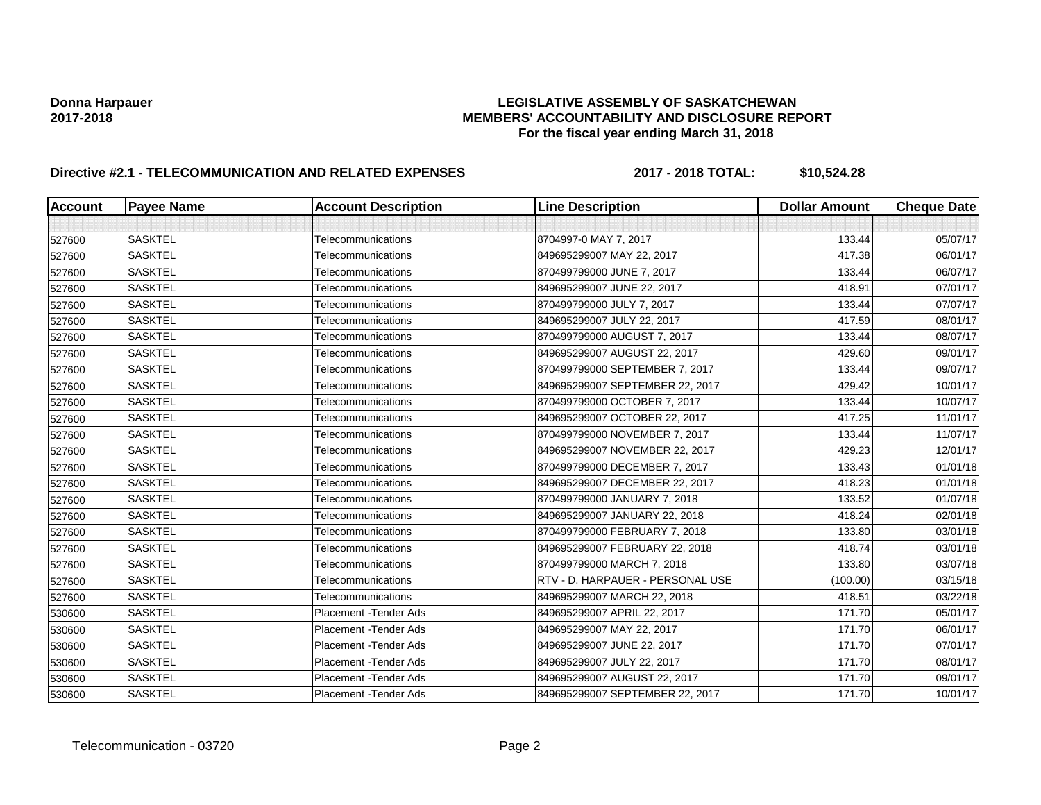**Donna Harpauer**
**2017-2018**

**LEGISLATIVE ASSEMBLY OF SASKATCHEWAN**
**MEMBERS' ACCOUNTABILITY AND DISCLOSURE REPORT**
**For the fiscal year ending March 31, 2018**

**Directive #2.1 - TELECOMMUNICATION AND RELATED EXPENSES** **2017 - 2018 TOTAL: $10,524.28**

| Account | Payee Name | Account Description | Line Description | Dollar Amount | Cheque Date |
|---|---|---|---|---|---|
| | | | | | |
| 527600 | SASKTEL | Telecommunications | 8704997-0 MAY 7, 2017 | 133.44 | 05/07/17 |
| 527600 | SASKTEL | Telecommunications | 849695299007 MAY 22, 2017 | 417.38 | 06/01/17 |
| 527600 | SASKTEL | Telecommunications | 870499799000 JUNE 7, 2017 | 133.44 | 06/07/17 |
| 527600 | SASKTEL | Telecommunications | 849695299007 JUNE 22, 2017 | 418.91 | 07/01/17 |
| 527600 | SASKTEL | Telecommunications | 870499799000 JULY 7, 2017 | 133.44 | 07/07/17 |
| 527600 | SASKTEL | Telecommunications | 849695299007 JULY 22, 2017 | 417.59 | 08/01/17 |
| 527600 | SASKTEL | Telecommunications | 870499799000 AUGUST 7, 2017 | 133.44 | 08/07/17 |
| 527600 | SASKTEL | Telecommunications | 849695299007 AUGUST 22, 2017 | 429.60 | 09/01/17 |
| 527600 | SASKTEL | Telecommunications | 870499799000 SEPTEMBER 7, 2017 | 133.44 | 09/07/17 |
| 527600 | SASKTEL | Telecommunications | 849695299007 SEPTEMBER 22, 2017 | 429.42 | 10/01/17 |
| 527600 | SASKTEL | Telecommunications | 870499799000 OCTOBER 7, 2017 | 133.44 | 10/07/17 |
| 527600 | SASKTEL | Telecommunications | 849695299007 OCTOBER 22, 2017 | 417.25 | 11/01/17 |
| 527600 | SASKTEL | Telecommunications | 870499799000 NOVEMBER 7, 2017 | 133.44 | 11/07/17 |
| 527600 | SASKTEL | Telecommunications | 849695299007 NOVEMBER 22, 2017 | 429.23 | 12/01/17 |
| 527600 | SASKTEL | Telecommunications | 870499799000 DECEMBER 7, 2017 | 133.43 | 01/01/18 |
| 527600 | SASKTEL | Telecommunications | 849695299007 DECEMBER 22, 2017 | 418.23 | 01/01/18 |
| 527600 | SASKTEL | Telecommunications | 870499799000 JANUARY 7, 2018 | 133.52 | 01/07/18 |
| 527600 | SASKTEL | Telecommunications | 849695299007 JANUARY 22, 2018 | 418.24 | 02/01/18 |
| 527600 | SASKTEL | Telecommunications | 870499799000 FEBRUARY 7, 2018 | 133.80 | 03/01/18 |
| 527600 | SASKTEL | Telecommunications | 849695299007 FEBRUARY 22, 2018 | 418.74 | 03/01/18 |
| 527600 | SASKTEL | Telecommunications | 870499799000 MARCH 7, 2018 | 133.80 | 03/07/18 |
| 527600 | SASKTEL | Telecommunications | RTV - D. HARPAUER - PERSONAL USE | (100.00) | 03/15/18 |
| 527600 | SASKTEL | Telecommunications | 849695299007 MARCH 22, 2018 | 418.51 | 03/22/18 |
| 530600 | SASKTEL | Placement -Tender Ads | 849695299007 APRIL 22, 2017 | 171.70 | 05/01/17 |
| 530600 | SASKTEL | Placement -Tender Ads | 849695299007 MAY 22, 2017 | 171.70 | 06/01/17 |
| 530600 | SASKTEL | Placement -Tender Ads | 849695299007 JUNE 22, 2017 | 171.70 | 07/01/17 |
| 530600 | SASKTEL | Placement -Tender Ads | 849695299007 JULY 22, 2017 | 171.70 | 08/01/17 |
| 530600 | SASKTEL | Placement -Tender Ads | 849695299007 AUGUST 22, 2017 | 171.70 | 09/01/17 |
| 530600 | SASKTEL | Placement -Tender Ads | 849695299007 SEPTEMBER 22, 2017 | 171.70 | 10/01/17 |

Telecommunication - 03720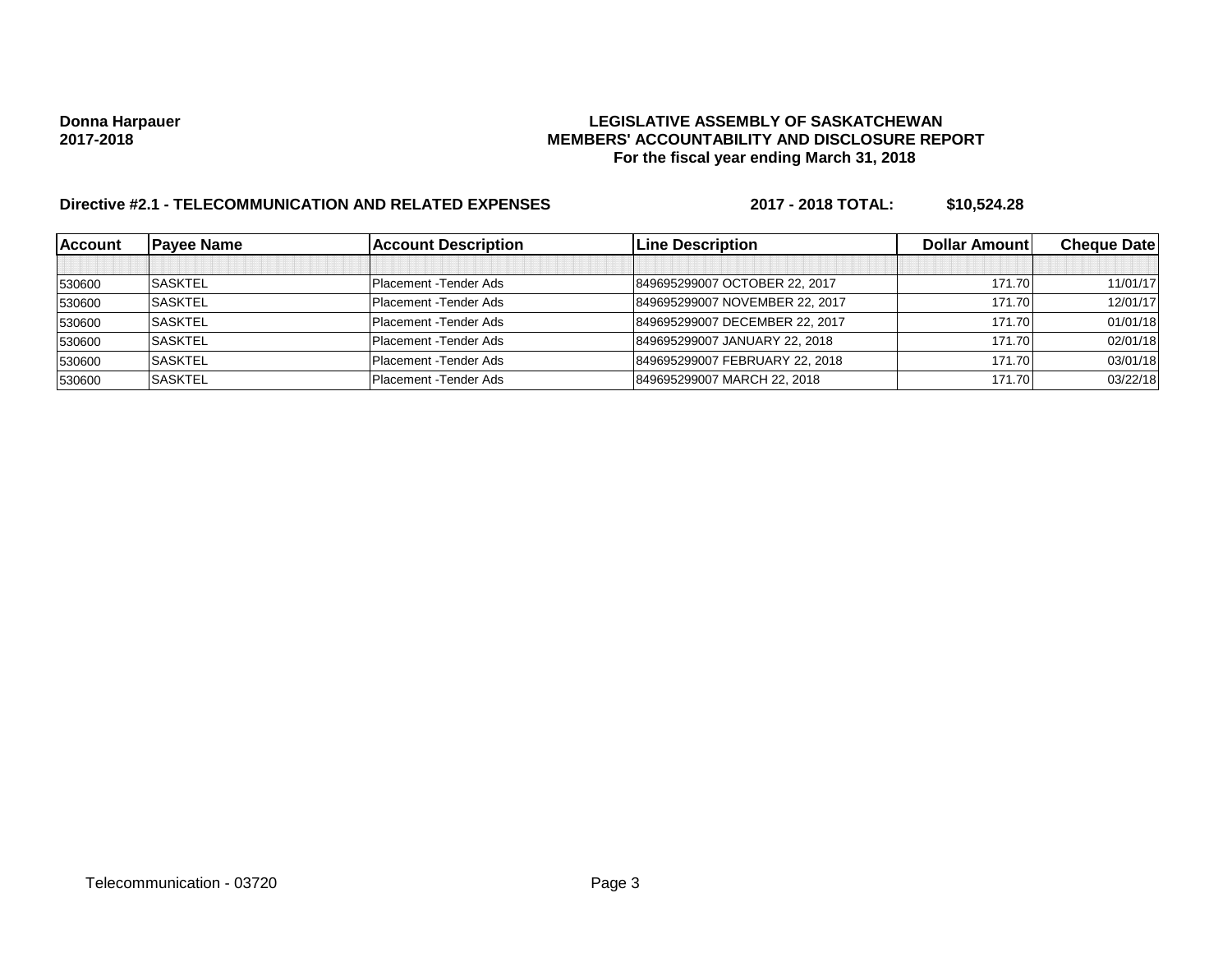**Donna Harpauer**
**2017-2018**

**LEGISLATIVE ASSEMBLY OF SASKATCHEWAN**
**MEMBERS' ACCOUNTABILITY AND DISCLOSURE REPORT**
**For the fiscal year ending March 31, 2018**

**Directive #2.1 - TELECOMMUNICATION AND RELATED EXPENSES** **2017 - 2018 TOTAL: $10,524.28**

| Account | Payee Name | Account Description | Line Description | Dollar Amount | Cheque Date |
|---|---|---|---|---|---|
| | | | | | |
| 530600 | SASKTEL | Placement -Tender Ads | 849695299007 OCTOBER 22, 2017 | 171.70 | 11/01/17 |
| 530600 | SASKTEL | Placement -Tender Ads | 849695299007 NOVEMBER 22, 2017 | 171.70 | 12/01/17 |
| 530600 | SASKTEL | Placement -Tender Ads | 849695299007 DECEMBER 22, 2017 | 171.70 | 01/01/18 |
| 530600 | SASKTEL | Placement -Tender Ads | 849695299007 JANUARY 22, 2018 | 171.70 | 02/01/18 |
| 530600 | SASKTEL | Placement -Tender Ads | 849695299007 FEBRUARY 22, 2018 | 171.70 | 03/01/18 |
| 530600 | SASKTEL | Placement -Tender Ads | 849695299007 MARCH 22, 2018 | 171.70 | 03/22/18 |

Telecommunication - 03720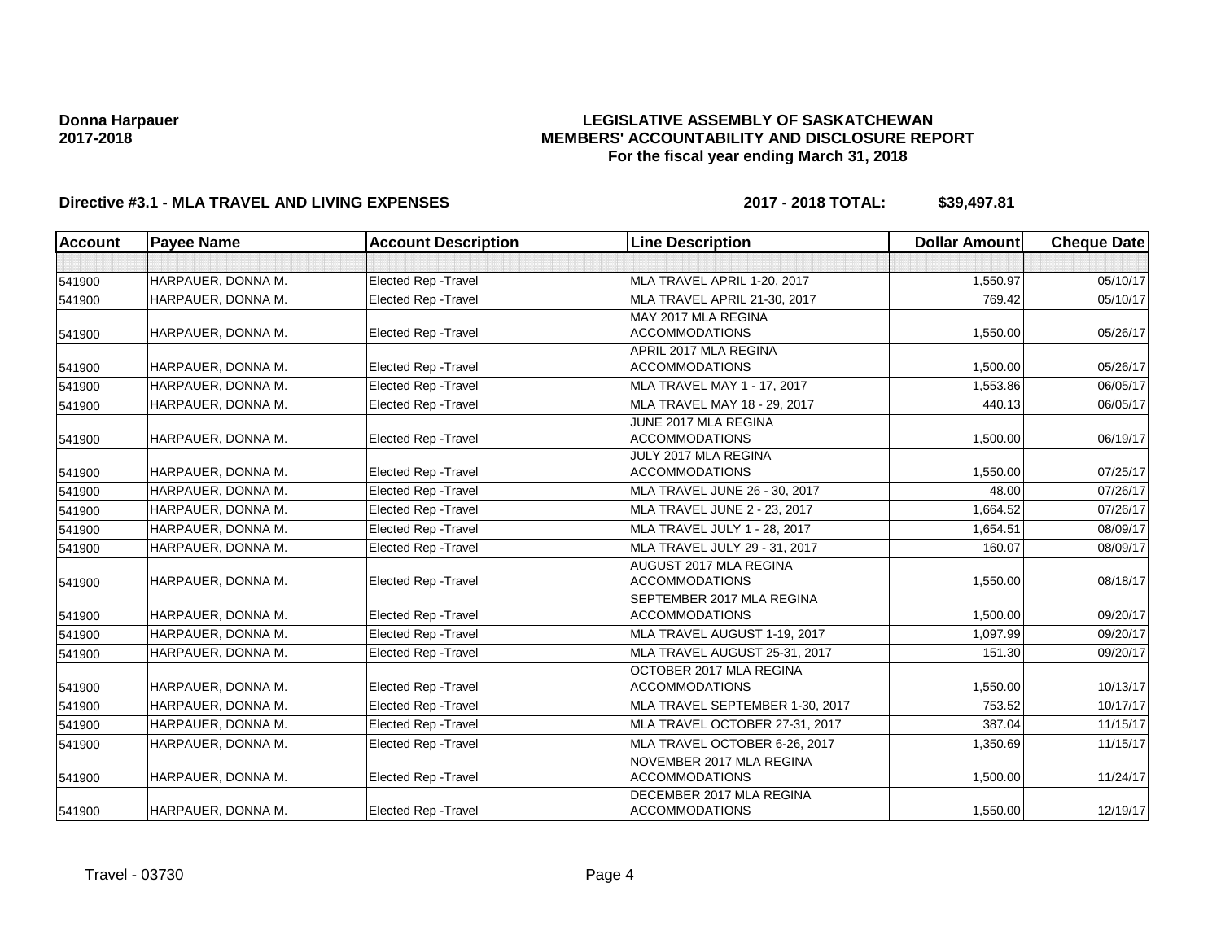**Donna Harpauer**
**2017-2018**

**LEGISLATIVE ASSEMBLY OF SASKATCHEWAN**
**MEMBERS' ACCOUNTABILITY AND DISCLOSURE REPORT**
**For the fiscal year ending March 31, 2018**

**Directive #3.1 - MLA TRAVEL AND LIVING EXPENSES** **2017 - 2018 TOTAL: $39,497.81**

| Account | Payee Name | Account Description | Line Description | Dollar Amount | Cheque Date |
|---|---|---|---|---|---|
| | | | | | |
| 541900 | HARPAUER, DONNA M. | Elected Rep -Travel | MLA TRAVEL APRIL 1-20, 2017 | 1,550.97 | 05/10/17 |
| 541900 | HARPAUER, DONNA M. | Elected Rep -Travel | MLA TRAVEL APRIL 21-30, 2017 | 769.42 | 05/10/17 |
| 541900 | HARPAUER, DONNA M. | Elected Rep -Travel | MAY 2017 MLA REGINA ACCOMMODATIONS | 1,550.00 | 05/26/17 |
| 541900 | HARPAUER, DONNA M. | Elected Rep -Travel | APRIL 2017 MLA REGINA ACCOMMODATIONS | 1,500.00 | 05/26/17 |
| 541900 | HARPAUER, DONNA M. | Elected Rep -Travel | MLA TRAVEL MAY 1 - 17, 2017 | 1,553.86 | 06/05/17 |
| 541900 | HARPAUER, DONNA M. | Elected Rep -Travel | MLA TRAVEL MAY 18 - 29, 2017 | 440.13 | 06/05/17 |
| 541900 | HARPAUER, DONNA M. | Elected Rep -Travel | JUNE 2017 MLA REGINA ACCOMMODATIONS | 1,500.00 | 06/19/17 |
| 541900 | HARPAUER, DONNA M. | Elected Rep -Travel | JULY 2017 MLA REGINA ACCOMMODATIONS | 1,550.00 | 07/25/17 |
| 541900 | HARPAUER, DONNA M. | Elected Rep -Travel | MLA TRAVEL JUNE 26 - 30, 2017 | 48.00 | 07/26/17 |
| 541900 | HARPAUER, DONNA M. | Elected Rep -Travel | MLA TRAVEL JUNE 2 - 23, 2017 | 1,664.52 | 07/26/17 |
| 541900 | HARPAUER, DONNA M. | Elected Rep -Travel | MLA TRAVEL JULY 1 - 28, 2017 | 1,654.51 | 08/09/17 |
| 541900 | HARPAUER, DONNA M. | Elected Rep -Travel | MLA TRAVEL JULY 29 - 31, 2017 | 160.07 | 08/09/17 |
| 541900 | HARPAUER, DONNA M. | Elected Rep -Travel | AUGUST 2017 MLA REGINA ACCOMMODATIONS | 1,550.00 | 08/18/17 |
| 541900 | HARPAUER, DONNA M. | Elected Rep -Travel | SEPTEMBER 2017 MLA REGINA ACCOMMODATIONS | 1,500.00 | 09/20/17 |
| 541900 | HARPAUER, DONNA M. | Elected Rep -Travel | MLA TRAVEL AUGUST 1-19, 2017 | 1,097.99 | 09/20/17 |
| 541900 | HARPAUER, DONNA M. | Elected Rep -Travel | MLA TRAVEL AUGUST 25-31, 2017 | 151.30 | 09/20/17 |
| 541900 | HARPAUER, DONNA M. | Elected Rep -Travel | OCTOBER 2017 MLA REGINA ACCOMMODATIONS | 1,550.00 | 10/13/17 |
| 541900 | HARPAUER, DONNA M. | Elected Rep -Travel | MLA TRAVEL SEPTEMBER 1-30, 2017 | 753.52 | 10/17/17 |
| 541900 | HARPAUER, DONNA M. | Elected Rep -Travel | MLA TRAVEL OCTOBER 27-31, 2017 | 387.04 | 11/15/17 |
| 541900 | HARPAUER, DONNA M. | Elected Rep -Travel | MLA TRAVEL OCTOBER 6-26, 2017 | 1,350.69 | 11/15/17 |
| 541900 | HARPAUER, DONNA M. | Elected Rep -Travel | NOVEMBER 2017 MLA REGINA ACCOMMODATIONS | 1,500.00 | 11/24/17 |
| 541900 | HARPAUER, DONNA M. | Elected Rep -Travel | DECEMBER 2017 MLA REGINA ACCOMMODATIONS | 1,550.00 | 12/19/17 |

Travel - 03730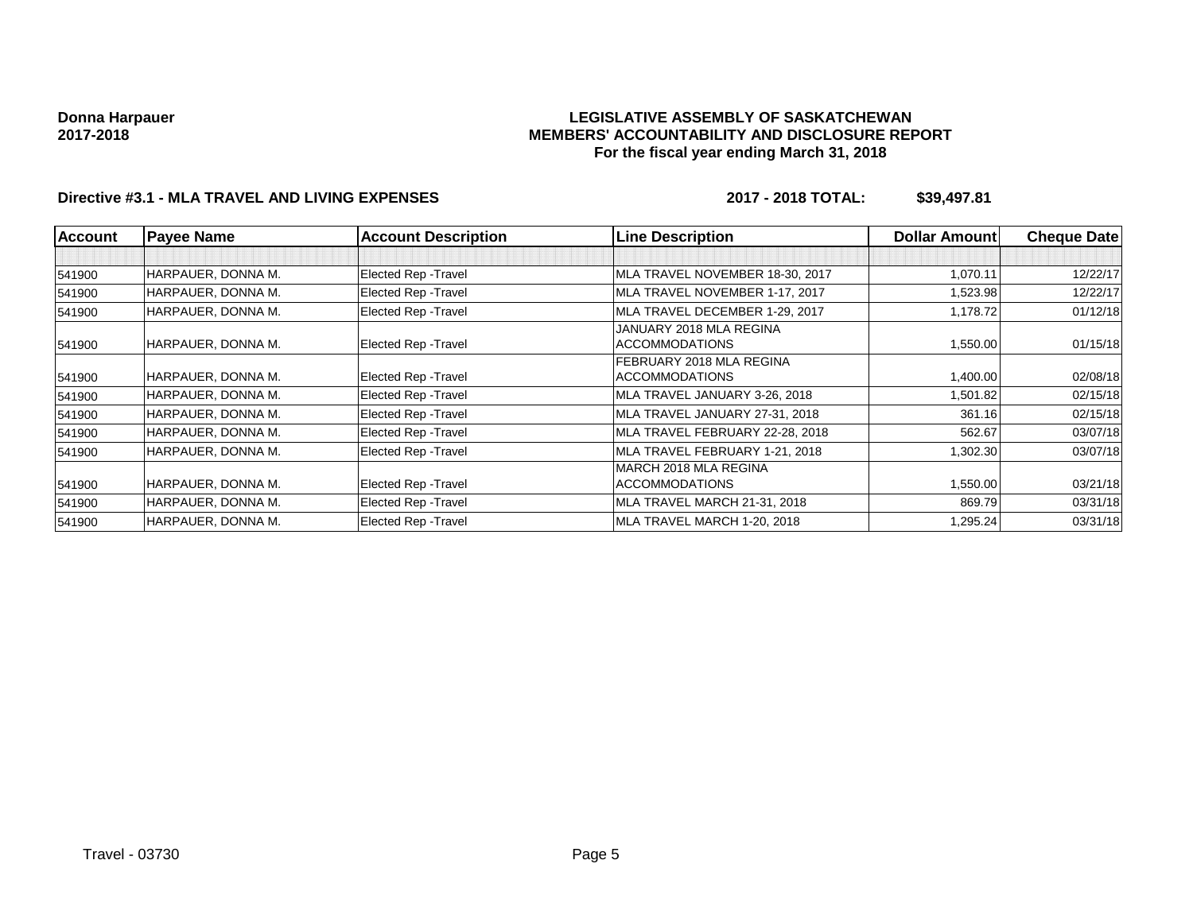**Donna Harpauer**
**2017-2018**

**LEGISLATIVE ASSEMBLY OF SASKATCHEWAN**
**MEMBERS' ACCOUNTABILITY AND DISCLOSURE REPORT**
**For the fiscal year ending March 31, 2018**

**Directive #3.1 - MLA TRAVEL AND LIVING EXPENSES** **2017 - 2018 TOTAL: $39,497.81**

| Account | Payee Name | Account Description | Line Description | Dollar Amount | Cheque Date |
|---|---|---|---|---|---|
| | | | | | |
| 541900 | HARPAUER, DONNA M. | Elected Rep -Travel | MLA TRAVEL NOVEMBER 18-30, 2017 | 1,070.11 | 12/22/17 |
| 541900 | HARPAUER, DONNA M. | Elected Rep -Travel | MLA TRAVEL NOVEMBER 1-17, 2017 | 1,523.98 | 12/22/17 |
| 541900 | HARPAUER, DONNA M. | Elected Rep -Travel | MLA TRAVEL DECEMBER 1-29, 2017 | 1,178.72 | 01/12/18 |
| 541900 | HARPAUER, DONNA M. | Elected Rep -Travel | JANUARY 2018 MLA REGINA ACCOMMODATIONS | 1,550.00 | 01/15/18 |
| 541900 | HARPAUER, DONNA M. | Elected Rep -Travel | FEBRUARY 2018 MLA REGINA ACCOMMODATIONS | 1,400.00 | 02/08/18 |
| 541900 | HARPAUER, DONNA M. | Elected Rep -Travel | MLA TRAVEL JANUARY 3-26, 2018 | 1,501.82 | 02/15/18 |
| 541900 | HARPAUER, DONNA M. | Elected Rep -Travel | MLA TRAVEL JANUARY 27-31, 2018 | 361.16 | 02/15/18 |
| 541900 | HARPAUER, DONNA M. | Elected Rep -Travel | MLA TRAVEL FEBRUARY 22-28, 2018 | 562.67 | 03/07/18 |
| 541900 | HARPAUER, DONNA M. | Elected Rep -Travel | MLA TRAVEL FEBRUARY 1-21, 2018 | 1,302.30 | 03/07/18 |
| 541900 | HARPAUER, DONNA M. | Elected Rep -Travel | MARCH 2018 MLA REGINA ACCOMMODATIONS | 1,550.00 | 03/21/18 |
| 541900 | HARPAUER, DONNA M. | Elected Rep -Travel | MLA TRAVEL MARCH 21-31, 2018 | 869.79 | 03/31/18 |
| 541900 | HARPAUER, DONNA M. | Elected Rep -Travel | MLA TRAVEL MARCH 1-20, 2018 | 1,295.24 | 03/31/18 |

Travel - 03730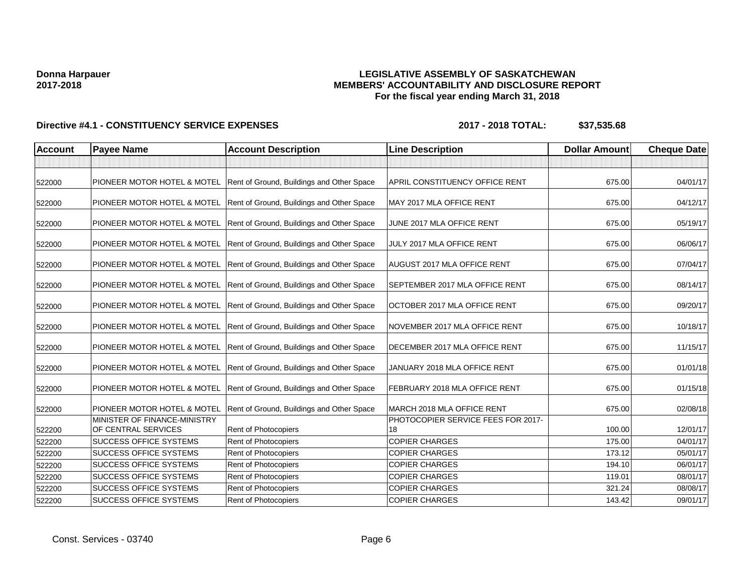**Donna Harpauer**
**2017-2018**

**LEGISLATIVE ASSEMBLY OF SASKATCHEWAN**
**MEMBERS' ACCOUNTABILITY AND DISCLOSURE REPORT**
**For the fiscal year ending March 31, 2018**

**Directive #4.1 - CONSTITUENCY SERVICE EXPENSES** **2017 - 2018 TOTAL: $37,535.68**

| Account | Payee Name | Account Description | Line Description | Dollar Amount | Cheque Date |
|---|---|---|---|---|---|
| | | | | | |
| 522000 | PIONEER MOTOR HOTEL & MOTEL | Rent of Ground, Buildings and Other Space | APRIL CONSTITUENCY OFFICE RENT | 675.00 | 04/01/17 |
| 522000 | PIONEER MOTOR HOTEL & MOTEL | Rent of Ground, Buildings and Other Space | MAY 2017 MLA OFFICE RENT | 675.00 | 04/12/17 |
| 522000 | PIONEER MOTOR HOTEL & MOTEL | Rent of Ground, Buildings and Other Space | JUNE 2017 MLA OFFICE RENT | 675.00 | 05/19/17 |
| 522000 | PIONEER MOTOR HOTEL & MOTEL | Rent of Ground, Buildings and Other Space | JULY 2017 MLA OFFICE RENT | 675.00 | 06/06/17 |
| 522000 | PIONEER MOTOR HOTEL & MOTEL | Rent of Ground, Buildings and Other Space | AUGUST 2017 MLA OFFICE RENT | 675.00 | 07/04/17 |
| 522000 | PIONEER MOTOR HOTEL & MOTEL | Rent of Ground, Buildings and Other Space | SEPTEMBER 2017 MLA OFFICE RENT | 675.00 | 08/14/17 |
| 522000 | PIONEER MOTOR HOTEL & MOTEL | Rent of Ground, Buildings and Other Space | OCTOBER 2017 MLA OFFICE RENT | 675.00 | 09/20/17 |
| 522000 | PIONEER MOTOR HOTEL & MOTEL | Rent of Ground, Buildings and Other Space | NOVEMBER 2017 MLA OFFICE RENT | 675.00 | 10/18/17 |
| 522000 | PIONEER MOTOR HOTEL & MOTEL | Rent of Ground, Buildings and Other Space | DECEMBER 2017 MLA OFFICE RENT | 675.00 | 11/15/17 |
| 522000 | PIONEER MOTOR HOTEL & MOTEL | Rent of Ground, Buildings and Other Space | JANUARY 2018 MLA OFFICE RENT | 675.00 | 01/01/18 |
| 522000 | PIONEER MOTOR HOTEL & MOTEL | Rent of Ground, Buildings and Other Space | FEBRUARY 2018 MLA OFFICE RENT | 675.00 | 01/15/18 |
| 522000 | PIONEER MOTOR HOTEL & MOTEL | Rent of Ground, Buildings and Other Space | MARCH 2018 MLA OFFICE RENT | 675.00 | 02/08/18 |
| 522200 | MINISTER OF FINANCE-MINISTRY OF CENTRAL SERVICES | Rent of Photocopiers | PHOTOCOPIER SERVICE FEES FOR 2017-18 | 100.00 | 12/01/17 |
| 522200 | SUCCESS OFFICE SYSTEMS | Rent of Photocopiers | COPIER CHARGES | 175.00 | 04/01/17 |
| 522200 | SUCCESS OFFICE SYSTEMS | Rent of Photocopiers | COPIER CHARGES | 173.12 | 05/01/17 |
| 522200 | SUCCESS OFFICE SYSTEMS | Rent of Photocopiers | COPIER CHARGES | 194.10 | 06/01/17 |
| 522200 | SUCCESS OFFICE SYSTEMS | Rent of Photocopiers | COPIER CHARGES | 119.01 | 08/01/17 |
| 522200 | SUCCESS OFFICE SYSTEMS | Rent of Photocopiers | COPIER CHARGES | 321.24 | 08/08/17 |
| 522200 | SUCCESS OFFICE SYSTEMS | Rent of Photocopiers | COPIER CHARGES | 143.42 | 09/01/17 |

Const. Services - 03740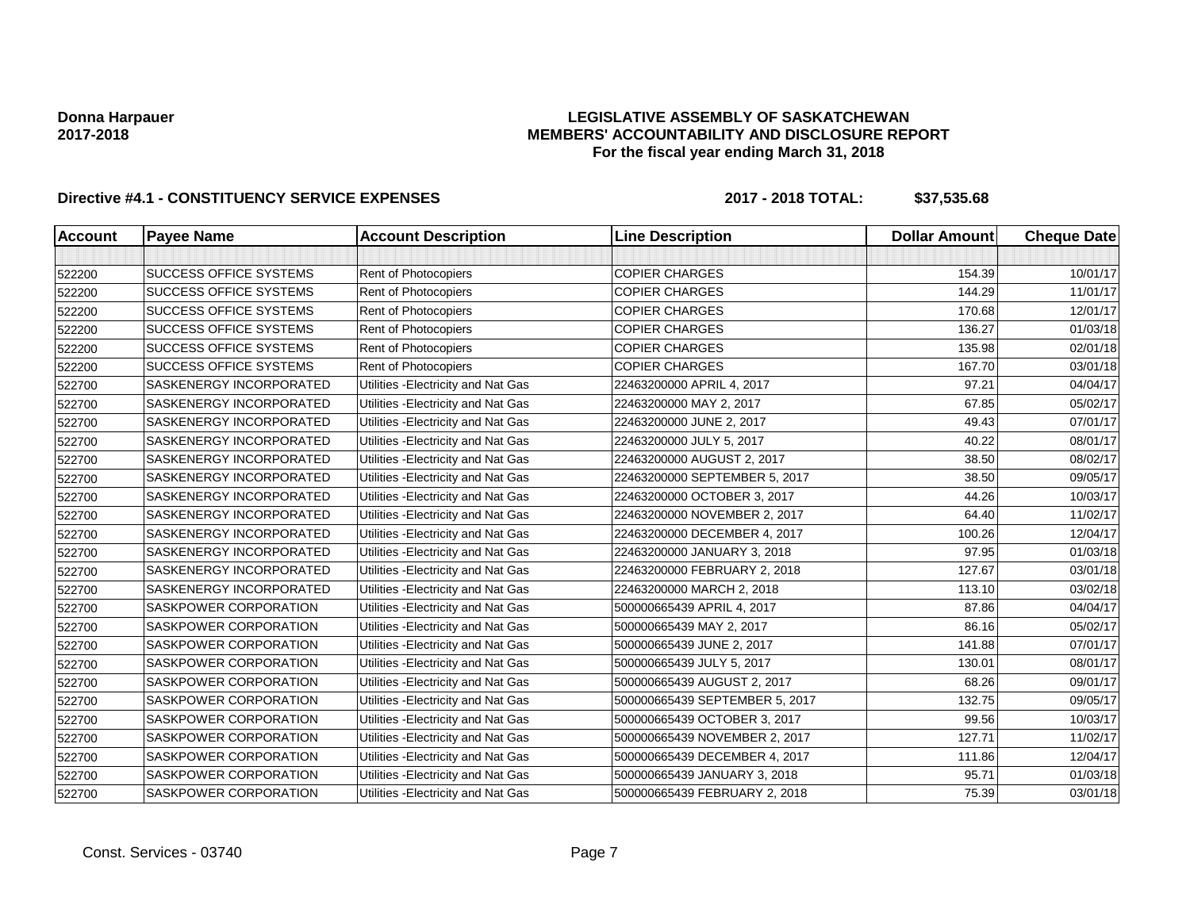**Donna Harpauer**
**2017-2018**

# LEGISLATIVE ASSEMBLY OF SASKATCHEWAN
## MEMBERS' ACCOUNTABILITY AND DISCLOSURE REPORT
### For the fiscal year ending March 31, 2018

**Directive #4.1 - CONSTITUENCY SERVICE EXPENSES** **2017 - 2018 TOTAL: $37,535.68**

| Account | Payee Name | Account Description | Line Description | Dollar Amount | Cheque Date |
|---|---|---|---|---|---|
| | | | | | |
| 522200 | SUCCESS OFFICE SYSTEMS | Rent of Photocopiers | COPIER CHARGES | 154.39 | 10/01/17 |
| 522200 | SUCCESS OFFICE SYSTEMS | Rent of Photocopiers | COPIER CHARGES | 144.29 | 11/01/17 |
| 522200 | SUCCESS OFFICE SYSTEMS | Rent of Photocopiers | COPIER CHARGES | 170.68 | 12/01/17 |
| 522200 | SUCCESS OFFICE SYSTEMS | Rent of Photocopiers | COPIER CHARGES | 136.27 | 01/03/18 |
| 522200 | SUCCESS OFFICE SYSTEMS | Rent of Photocopiers | COPIER CHARGES | 135.98 | 02/01/18 |
| 522200 | SUCCESS OFFICE SYSTEMS | Rent of Photocopiers | COPIER CHARGES | 167.70 | 03/01/18 |
| 522700 | SASKENERGY INCORPORATED | Utilities -Electricity and Nat Gas | 22463200000 APRIL 4, 2017 | 97.21 | 04/04/17 |
| 522700 | SASKENERGY INCORPORATED | Utilities -Electricity and Nat Gas | 22463200000 MAY 2, 2017 | 67.85 | 05/02/17 |
| 522700 | SASKENERGY INCORPORATED | Utilities -Electricity and Nat Gas | 22463200000 JUNE 2, 2017 | 49.43 | 07/01/17 |
| 522700 | SASKENERGY INCORPORATED | Utilities -Electricity and Nat Gas | 22463200000 JULY 5, 2017 | 40.22 | 08/01/17 |
| 522700 | SASKENERGY INCORPORATED | Utilities -Electricity and Nat Gas | 22463200000 AUGUST 2, 2017 | 38.50 | 08/02/17 |
| 522700 | SASKENERGY INCORPORATED | Utilities -Electricity and Nat Gas | 22463200000 SEPTEMBER 5, 2017 | 38.50 | 09/05/17 |
| 522700 | SASKENERGY INCORPORATED | Utilities -Electricity and Nat Gas | 22463200000 OCTOBER 3, 2017 | 44.26 | 10/03/17 |
| 522700 | SASKENERGY INCORPORATED | Utilities -Electricity and Nat Gas | 22463200000 NOVEMBER 2, 2017 | 64.40 | 11/02/17 |
| 522700 | SASKENERGY INCORPORATED | Utilities -Electricity and Nat Gas | 22463200000 DECEMBER 4, 2017 | 100.26 | 12/04/17 |
| 522700 | SASKENERGY INCORPORATED | Utilities -Electricity and Nat Gas | 22463200000 JANUARY 3, 2018 | 97.95 | 01/03/18 |
| 522700 | SASKENERGY INCORPORATED | Utilities -Electricity and Nat Gas | 22463200000 FEBRUARY 2, 2018 | 127.67 | 03/01/18 |
| 522700 | SASKENERGY INCORPORATED | Utilities -Electricity and Nat Gas | 22463200000 MARCH 2, 2018 | 113.10 | 03/02/18 |
| 522700 | SASKPOWER CORPORATION | Utilities -Electricity and Nat Gas | 500000665439 APRIL 4, 2017 | 87.86 | 04/04/17 |
| 522700 | SASKPOWER CORPORATION | Utilities -Electricity and Nat Gas | 500000665439 MAY 2, 2017 | 86.16 | 05/02/17 |
| 522700 | SASKPOWER CORPORATION | Utilities -Electricity and Nat Gas | 500000665439 JUNE 2, 2017 | 141.88 | 07/01/17 |
| 522700 | SASKPOWER CORPORATION | Utilities -Electricity and Nat Gas | 500000665439 JULY 5, 2017 | 130.01 | 08/01/17 |
| 522700 | SASKPOWER CORPORATION | Utilities -Electricity and Nat Gas | 500000665439 AUGUST 2, 2017 | 68.26 | 09/01/17 |
| 522700 | SASKPOWER CORPORATION | Utilities -Electricity and Nat Gas | 500000665439 SEPTEMBER 5, 2017 | 132.75 | 09/05/17 |
| 522700 | SASKPOWER CORPORATION | Utilities -Electricity and Nat Gas | 500000665439 OCTOBER 3, 2017 | 99.56 | 10/03/17 |
| 522700 | SASKPOWER CORPORATION | Utilities -Electricity and Nat Gas | 500000665439 NOVEMBER 2, 2017 | 127.71 | 11/02/17 |
| 522700 | SASKPOWER CORPORATION | Utilities -Electricity and Nat Gas | 500000665439 DECEMBER 4, 2017 | 111.86 | 12/04/17 |
| 522700 | SASKPOWER CORPORATION | Utilities -Electricity and Nat Gas | 500000665439 JANUARY 3, 2018 | 95.71 | 01/03/18 |
| 522700 | SASKPOWER CORPORATION | Utilities -Electricity and Nat Gas | 500000665439 FEBRUARY 2, 2018 | 75.39 | 03/01/18 |

Const. Services - 03740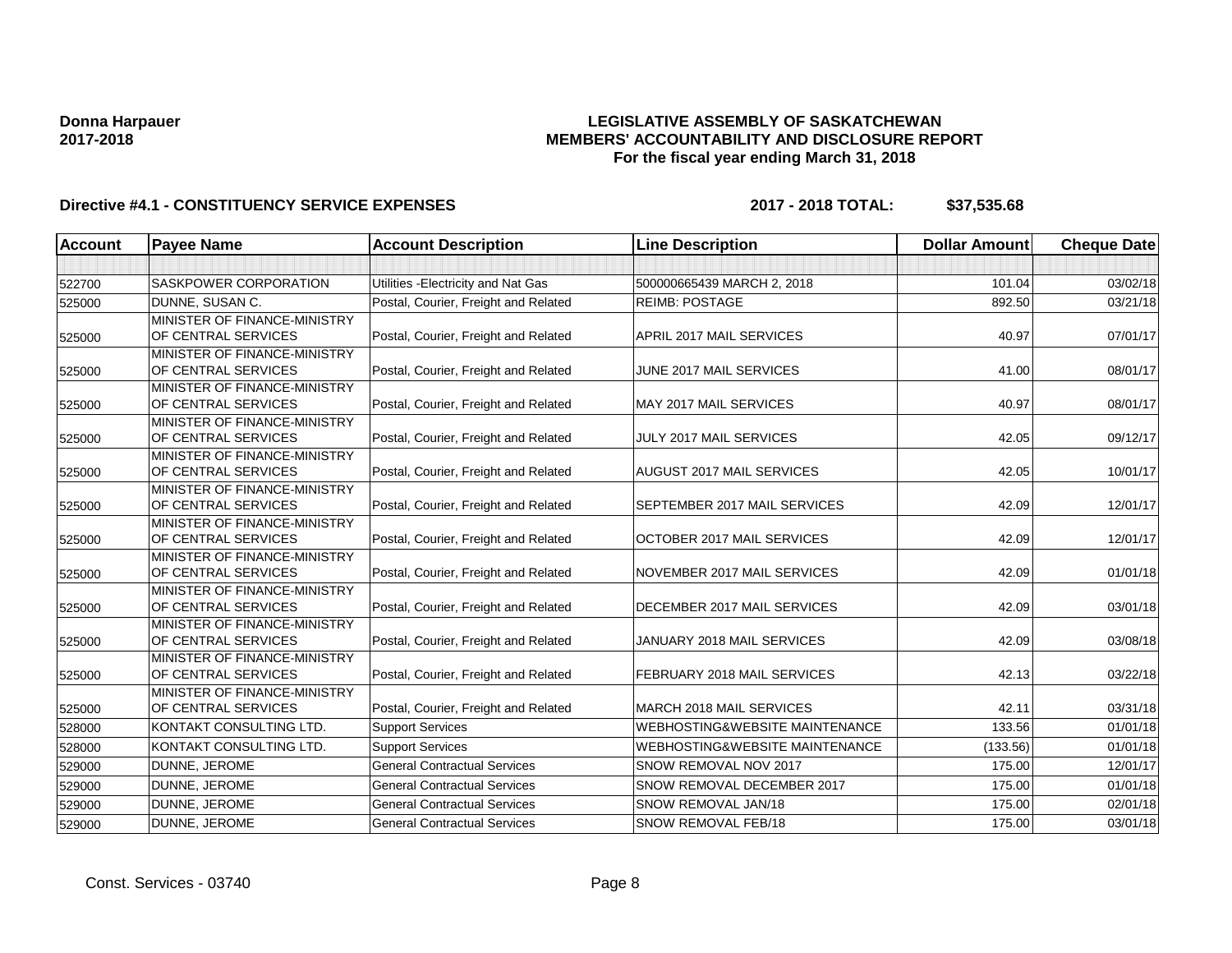**Donna Harpauer**
**2017-2018**

**LEGISLATIVE ASSEMBLY OF SASKATCHEWAN**
**MEMBERS' ACCOUNTABILITY AND DISCLOSURE REPORT**
**For the fiscal year ending March 31, 2018**

**Directive #4.1 - CONSTITUENCY SERVICE EXPENSES** **2017 - 2018 TOTAL: $37,535.68**

| Account | Payee Name | Account Description | Line Description | Dollar Amount | Cheque Date |
|---|---|---|---|---|---|
| | | | | | |
| 522700 | SASKPOWER CORPORATION | Utilities -Electricity and Nat Gas | 500000665439 MARCH 2, 2018 | 101.04 | 03/02/18 |
| 525000 | DUNNE, SUSAN C. | Postal, Courier, Freight and Related | REIMB: POSTAGE | 892.50 | 03/21/18 |
| 525000 | MINISTER OF FINANCE-MINISTRY OF CENTRAL SERVICES | Postal, Courier, Freight and Related | APRIL 2017 MAIL SERVICES | 40.97 | 07/01/17 |
| 525000 | MINISTER OF FINANCE-MINISTRY OF CENTRAL SERVICES | Postal, Courier, Freight and Related | JUNE 2017 MAIL SERVICES | 41.00 | 08/01/17 |
| 525000 | MINISTER OF FINANCE-MINISTRY OF CENTRAL SERVICES | Postal, Courier, Freight and Related | MAY 2017 MAIL SERVICES | 40.97 | 08/01/17 |
| 525000 | MINISTER OF FINANCE-MINISTRY OF CENTRAL SERVICES | Postal, Courier, Freight and Related | JULY 2017 MAIL SERVICES | 42.05 | 09/12/17 |
| 525000 | MINISTER OF FINANCE-MINISTRY OF CENTRAL SERVICES | Postal, Courier, Freight and Related | AUGUST 2017 MAIL SERVICES | 42.05 | 10/01/17 |
| 525000 | MINISTER OF FINANCE-MINISTRY OF CENTRAL SERVICES | Postal, Courier, Freight and Related | SEPTEMBER 2017 MAIL SERVICES | 42.09 | 12/01/17 |
| 525000 | MINISTER OF FINANCE-MINISTRY OF CENTRAL SERVICES | Postal, Courier, Freight and Related | OCTOBER 2017 MAIL SERVICES | 42.09 | 12/01/17 |
| 525000 | MINISTER OF FINANCE-MINISTRY OF CENTRAL SERVICES | Postal, Courier, Freight and Related | NOVEMBER 2017 MAIL SERVICES | 42.09 | 01/01/18 |
| 525000 | MINISTER OF FINANCE-MINISTRY OF CENTRAL SERVICES | Postal, Courier, Freight and Related | DECEMBER 2017 MAIL SERVICES | 42.09 | 03/01/18 |
| 525000 | MINISTER OF FINANCE-MINISTRY OF CENTRAL SERVICES | Postal, Courier, Freight and Related | JANUARY 2018 MAIL SERVICES | 42.09 | 03/08/18 |
| 525000 | MINISTER OF FINANCE-MINISTRY OF CENTRAL SERVICES | Postal, Courier, Freight and Related | FEBRUARY 2018 MAIL SERVICES | 42.13 | 03/22/18 |
| 525000 | MINISTER OF FINANCE-MINISTRY OF CENTRAL SERVICES | Postal, Courier, Freight and Related | MARCH 2018 MAIL SERVICES | 42.11 | 03/31/18 |
| 528000 | KONTAKT CONSULTING LTD. | Support Services | WEBHOSTING&WEBSITE MAINTENANCE | 133.56 | 01/01/18 |
| 528000 | KONTAKT CONSULTING LTD. | Support Services | WEBHOSTING&WEBSITE MAINTENANCE | (133.56) | 01/01/18 |
| 529000 | DUNNE, JEROME | General Contractual Services | SNOW REMOVAL NOV 2017 | 175.00 | 12/01/17 |
| 529000 | DUNNE, JEROME | General Contractual Services | SNOW REMOVAL DECEMBER 2017 | 175.00 | 01/01/18 |
| 529000 | DUNNE, JEROME | General Contractual Services | SNOW REMOVAL JAN/18 | 175.00 | 02/01/18 |
| 529000 | DUNNE, JEROME | General Contractual Services | SNOW REMOVAL FEB/18 | 175.00 | 03/01/18 |

Const. Services - 03740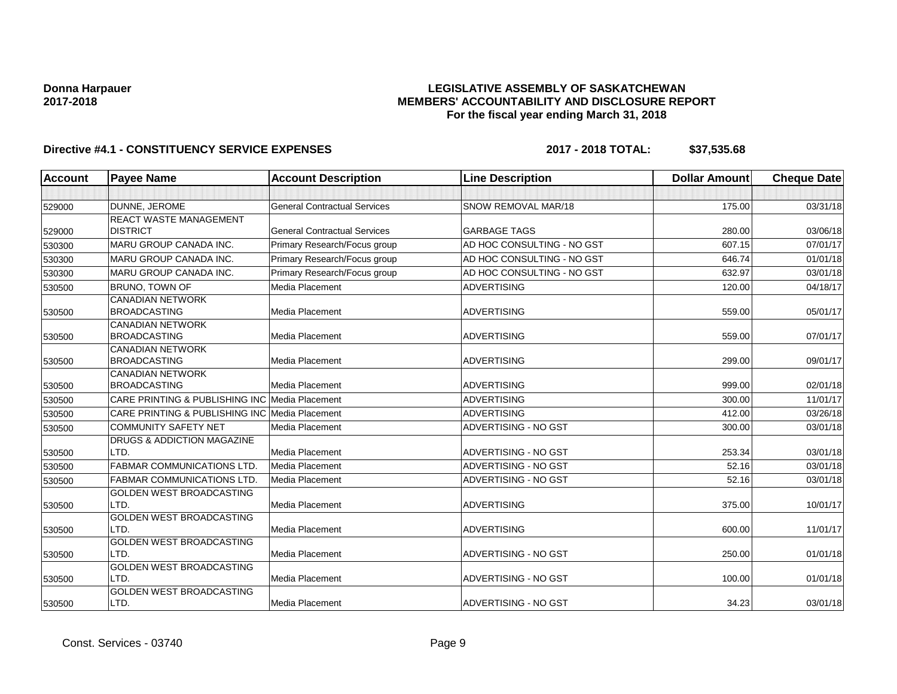**Donna Harpauer**
**2017-2018**

**LEGISLATIVE ASSEMBLY OF SASKATCHEWAN**
**MEMBERS' ACCOUNTABILITY AND DISCLOSURE REPORT**
**For the fiscal year ending March 31, 2018**

**Directive #4.1 - CONSTITUENCY SERVICE EXPENSES** **2017 - 2018 TOTAL: $37,535.68**

| Account | Payee Name | Account Description | Line Description | Dollar Amount | Cheque Date |
|---|---|---|---|---|---|
| | | | | | |
| 529000 | DUNNE, JEROME | General Contractual Services | SNOW REMOVAL MAR/18 | 175.00 | 03/31/18 |
| 529000 | REACT WASTE MANAGEMENT DISTRICT | General Contractual Services | GARBAGE TAGS | 280.00 | 03/06/18 |
| 530300 | MARU GROUP CANADA INC. | Primary Research/Focus group | AD HOC CONSULTING - NO GST | 607.15 | 07/01/17 |
| 530300 | MARU GROUP CANADA INC. | Primary Research/Focus group | AD HOC CONSULTING - NO GST | 646.74 | 01/01/18 |
| 530300 | MARU GROUP CANADA INC. | Primary Research/Focus group | AD HOC CONSULTING - NO GST | 632.97 | 03/01/18 |
| 530500 | BRUNO, TOWN OF | Media Placement | ADVERTISING | 120.00 | 04/18/17 |
| 530500 | CANADIAN NETWORK BROADCASTING | Media Placement | ADVERTISING | 559.00 | 05/01/17 |
| 530500 | CANADIAN NETWORK BROADCASTING | Media Placement | ADVERTISING | 559.00 | 07/01/17 |
| 530500 | CANADIAN NETWORK BROADCASTING | Media Placement | ADVERTISING | 299.00 | 09/01/17 |
| 530500 | CANADIAN NETWORK BROADCASTING | Media Placement | ADVERTISING | 999.00 | 02/01/18 |
| 530500 | CARE PRINTING & PUBLISHING INC | Media Placement | ADVERTISING | 300.00 | 11/01/17 |
| 530500 | CARE PRINTING & PUBLISHING INC | Media Placement | ADVERTISING | 412.00 | 03/26/18 |
| 530500 | COMMUNITY SAFETY NET | Media Placement | ADVERTISING - NO GST | 300.00 | 03/01/18 |
| 530500 | DRUGS & ADDICTION MAGAZINE LTD. | Media Placement | ADVERTISING - NO GST | 253.34 | 03/01/18 |
| 530500 | FABMAR COMMUNICATIONS LTD. | Media Placement | ADVERTISING - NO GST | 52.16 | 03/01/18 |
| 530500 | FABMAR COMMUNICATIONS LTD. | Media Placement | ADVERTISING - NO GST | 52.16 | 03/01/18 |
| 530500 | GOLDEN WEST BROADCASTING LTD. | Media Placement | ADVERTISING | 375.00 | 10/01/17 |
| 530500 | GOLDEN WEST BROADCASTING LTD. | Media Placement | ADVERTISING | 600.00 | 11/01/17 |
| 530500 | GOLDEN WEST BROADCASTING LTD. | Media Placement | ADVERTISING - NO GST | 250.00 | 01/01/18 |
| 530500 | GOLDEN WEST BROADCASTING LTD. | Media Placement | ADVERTISING - NO GST | 100.00 | 01/01/18 |
| 530500 | GOLDEN WEST BROADCASTING LTD. | Media Placement | ADVERTISING - NO GST | 34.23 | 03/01/18 |

Const. Services - 03740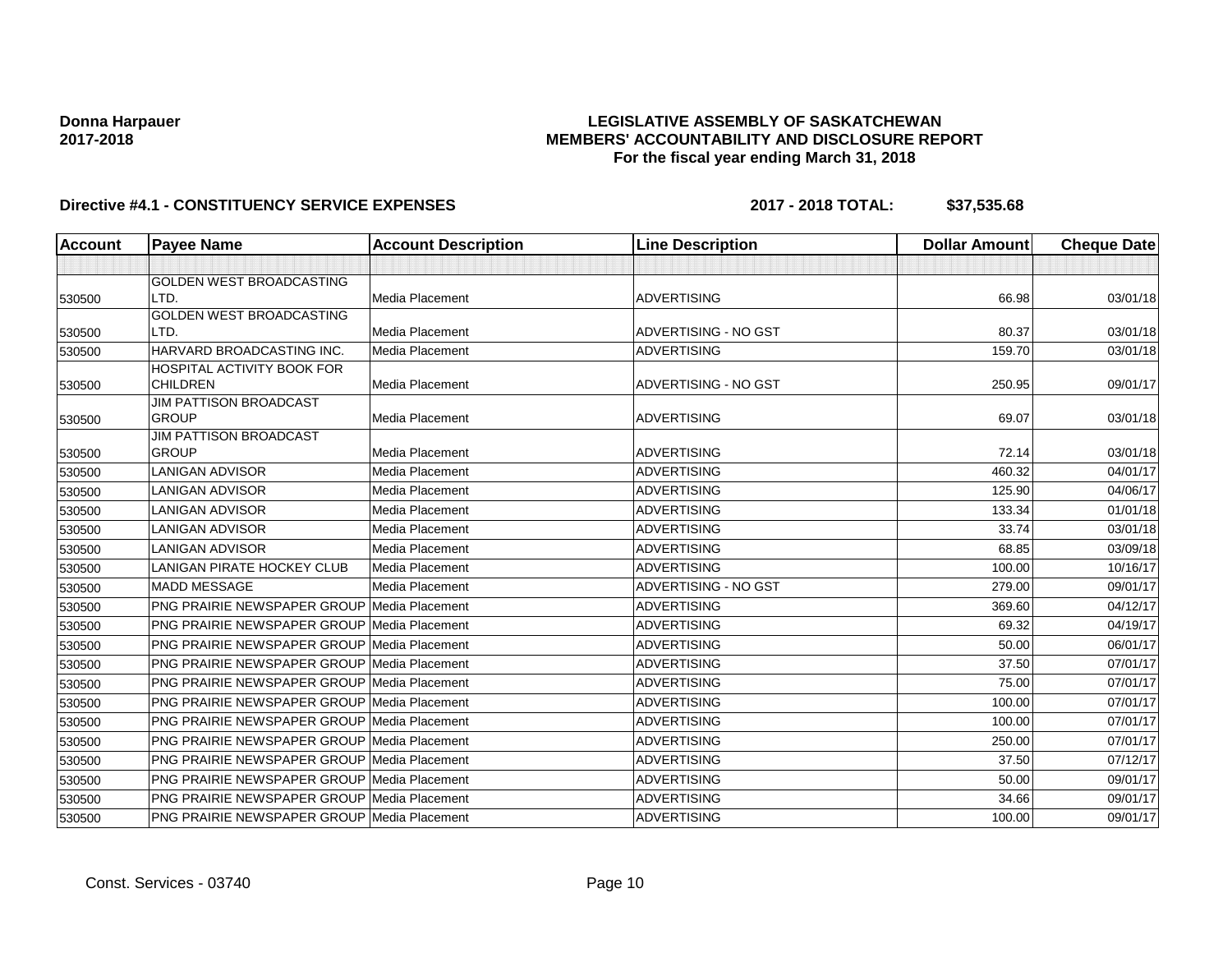**Donna Harpauer**
**2017-2018**

**LEGISLATIVE ASSEMBLY OF SASKATCHEWAN**
**MEMBERS' ACCOUNTABILITY AND DISCLOSURE REPORT**
**For the fiscal year ending March 31, 2018**

**Directive #4.1 - CONSTITUENCY SERVICE EXPENSES** **2017 - 2018 TOTAL: $37,535.68**

| Account | Payee Name | Account Description | Line Description | Dollar Amount | Cheque Date |
|---|---|---|---|---|---|
| | | | | | |
| 530500 | GOLDEN WEST BROADCASTING LTD. | Media Placement | ADVERTISING | 66.98 | 03/01/18 |
| 530500 | GOLDEN WEST BROADCASTING LTD. | Media Placement | ADVERTISING - NO GST | 80.37 | 03/01/18 |
| 530500 | HARVARD BROADCASTING INC. | Media Placement | ADVERTISING | 159.70 | 03/01/18 |
| 530500 | HOSPITAL ACTIVITY BOOK FOR CHILDREN | Media Placement | ADVERTISING - NO GST | 250.95 | 09/01/17 |
| 530500 | JIM PATTISON BROADCAST GROUP | Media Placement | ADVERTISING | 69.07 | 03/01/18 |
| 530500 | JIM PATTISON BROADCAST GROUP | Media Placement | ADVERTISING | 72.14 | 03/01/18 |
| 530500 | LANIGAN ADVISOR | Media Placement | ADVERTISING | 460.32 | 04/01/17 |
| 530500 | LANIGAN ADVISOR | Media Placement | ADVERTISING | 125.90 | 04/06/17 |
| 530500 | LANIGAN ADVISOR | Media Placement | ADVERTISING | 133.34 | 01/01/18 |
| 530500 | LANIGAN ADVISOR | Media Placement | ADVERTISING | 33.74 | 03/01/18 |
| 530500 | LANIGAN ADVISOR | Media Placement | ADVERTISING | 68.85 | 03/09/18 |
| 530500 | LANIGAN PIRATE HOCKEY CLUB | Media Placement | ADVERTISING | 100.00 | 10/16/17 |
| 530500 | MADD MESSAGE | Media Placement | ADVERTISING - NO GST | 279.00 | 09/01/17 |
| 530500 | PNG PRAIRIE NEWSPAPER GROUP | Media Placement | ADVERTISING | 369.60 | 04/12/17 |
| 530500 | PNG PRAIRIE NEWSPAPER GROUP | Media Placement | ADVERTISING | 69.32 | 04/19/17 |
| 530500 | PNG PRAIRIE NEWSPAPER GROUP | Media Placement | ADVERTISING | 50.00 | 06/01/17 |
| 530500 | PNG PRAIRIE NEWSPAPER GROUP | Media Placement | ADVERTISING | 37.50 | 07/01/17 |
| 530500 | PNG PRAIRIE NEWSPAPER GROUP | Media Placement | ADVERTISING | 75.00 | 07/01/17 |
| 530500 | PNG PRAIRIE NEWSPAPER GROUP | Media Placement | ADVERTISING | 100.00 | 07/01/17 |
| 530500 | PNG PRAIRIE NEWSPAPER GROUP | Media Placement | ADVERTISING | 100.00 | 07/01/17 |
| 530500 | PNG PRAIRIE NEWSPAPER GROUP | Media Placement | ADVERTISING | 250.00 | 07/01/17 |
| 530500 | PNG PRAIRIE NEWSPAPER GROUP | Media Placement | ADVERTISING | 37.50 | 07/12/17 |
| 530500 | PNG PRAIRIE NEWSPAPER GROUP | Media Placement | ADVERTISING | 50.00 | 09/01/17 |
| 530500 | PNG PRAIRIE NEWSPAPER GROUP | Media Placement | ADVERTISING | 34.66 | 09/01/17 |
| 530500 | PNG PRAIRIE NEWSPAPER GROUP | Media Placement | ADVERTISING | 100.00 | 09/01/17 |

Const. Services - 03740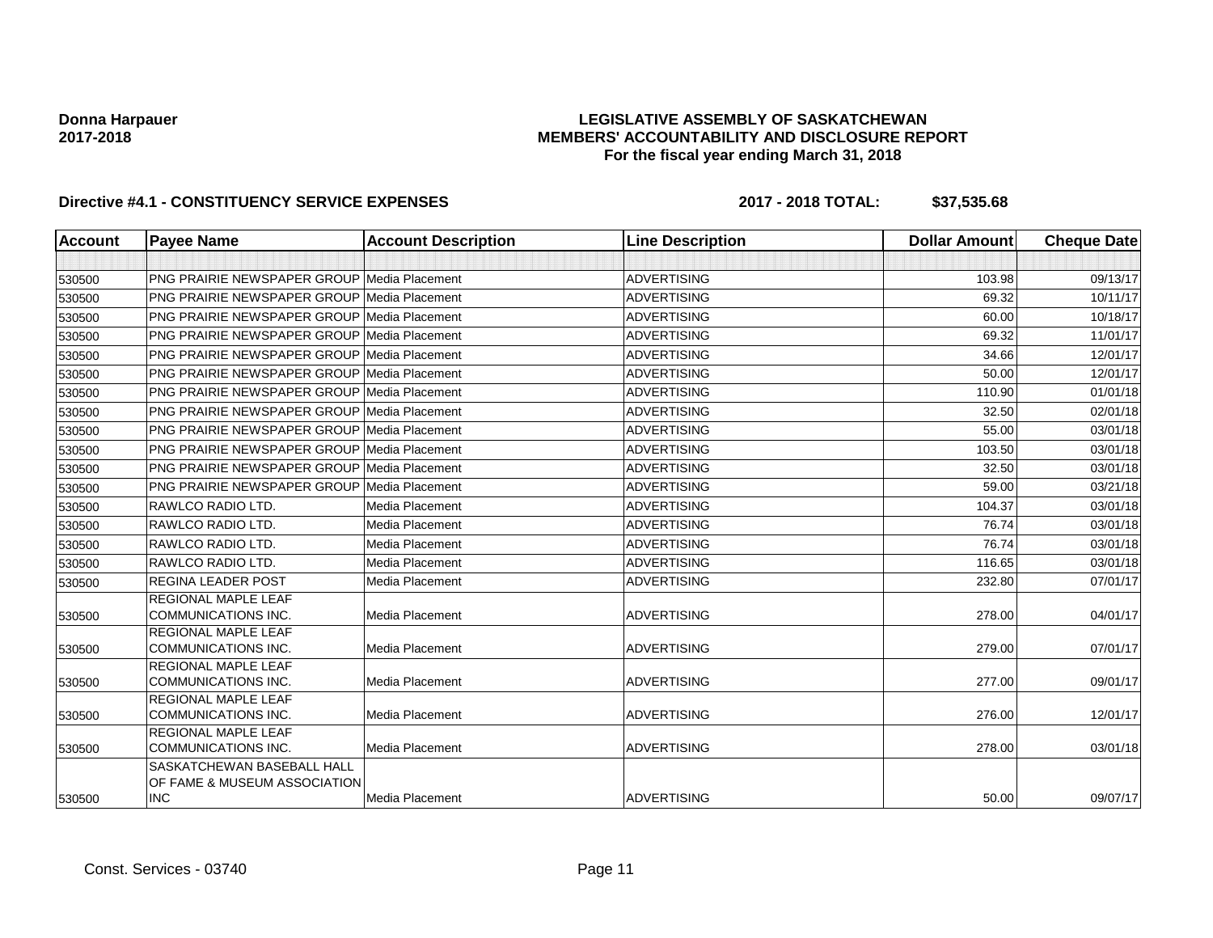**Donna Harpauer**
**2017-2018**

# LEGISLATIVE ASSEMBLY OF SASKATCHEWAN
## MEMBERS' ACCOUNTABILITY AND DISCLOSURE REPORT
### For the fiscal year ending March 31, 2018

**Directive #4.1 - CONSTITUENCY SERVICE EXPENSES** **2017 - 2018 TOTAL: $37,535.68**

| Account | Payee Name | Account Description | Line Description | Dollar Amount | Cheque Date |
|---|---|---|---|---|---|
| | | | | | |
| 530500 | PNG PRAIRIE NEWSPAPER GROUP | Media Placement | ADVERTISING | 103.98 | 09/13/17 |
| 530500 | PNG PRAIRIE NEWSPAPER GROUP | Media Placement | ADVERTISING | 69.32 | 10/11/17 |
| 530500 | PNG PRAIRIE NEWSPAPER GROUP | Media Placement | ADVERTISING | 60.00 | 10/18/17 |
| 530500 | PNG PRAIRIE NEWSPAPER GROUP | Media Placement | ADVERTISING | 69.32 | 11/01/17 |
| 530500 | PNG PRAIRIE NEWSPAPER GROUP | Media Placement | ADVERTISING | 34.66 | 12/01/17 |
| 530500 | PNG PRAIRIE NEWSPAPER GROUP | Media Placement | ADVERTISING | 50.00 | 12/01/17 |
| 530500 | PNG PRAIRIE NEWSPAPER GROUP | Media Placement | ADVERTISING | 110.90 | 01/01/18 |
| 530500 | PNG PRAIRIE NEWSPAPER GROUP | Media Placement | ADVERTISING | 32.50 | 02/01/18 |
| 530500 | PNG PRAIRIE NEWSPAPER GROUP | Media Placement | ADVERTISING | 55.00 | 03/01/18 |
| 530500 | PNG PRAIRIE NEWSPAPER GROUP | Media Placement | ADVERTISING | 103.50 | 03/01/18 |
| 530500 | PNG PRAIRIE NEWSPAPER GROUP | Media Placement | ADVERTISING | 32.50 | 03/01/18 |
| 530500 | PNG PRAIRIE NEWSPAPER GROUP | Media Placement | ADVERTISING | 59.00 | 03/21/18 |
| 530500 | RAWLCO RADIO LTD. | Media Placement | ADVERTISING | 104.37 | 03/01/18 |
| 530500 | RAWLCO RADIO LTD. | Media Placement | ADVERTISING | 76.74 | 03/01/18 |
| 530500 | RAWLCO RADIO LTD. | Media Placement | ADVERTISING | 76.74 | 03/01/18 |
| 530500 | RAWLCO RADIO LTD. | Media Placement | ADVERTISING | 116.65 | 03/01/18 |
| 530500 | REGINA LEADER POST | Media Placement | ADVERTISING | 232.80 | 07/01/17 |
| 530500 | REGIONAL MAPLE LEAF COMMUNICATIONS INC. | Media Placement | ADVERTISING | 278.00 | 04/01/17 |
| 530500 | REGIONAL MAPLE LEAF COMMUNICATIONS INC. | Media Placement | ADVERTISING | 279.00 | 07/01/17 |
| 530500 | REGIONAL MAPLE LEAF COMMUNICATIONS INC. | Media Placement | ADVERTISING | 277.00 | 09/01/17 |
| 530500 | REGIONAL MAPLE LEAF COMMUNICATIONS INC. | Media Placement | ADVERTISING | 276.00 | 12/01/17 |
| 530500 | REGIONAL MAPLE LEAF COMMUNICATIONS INC. | Media Placement | ADVERTISING | 278.00 | 03/01/18 |
| 530500 | SASKATCHEWAN BASEBALL HALL OF FAME & MUSEUM ASSOCIATION INC | Media Placement | ADVERTISING | 50.00 | 09/07/17 |

Const. Services - 03740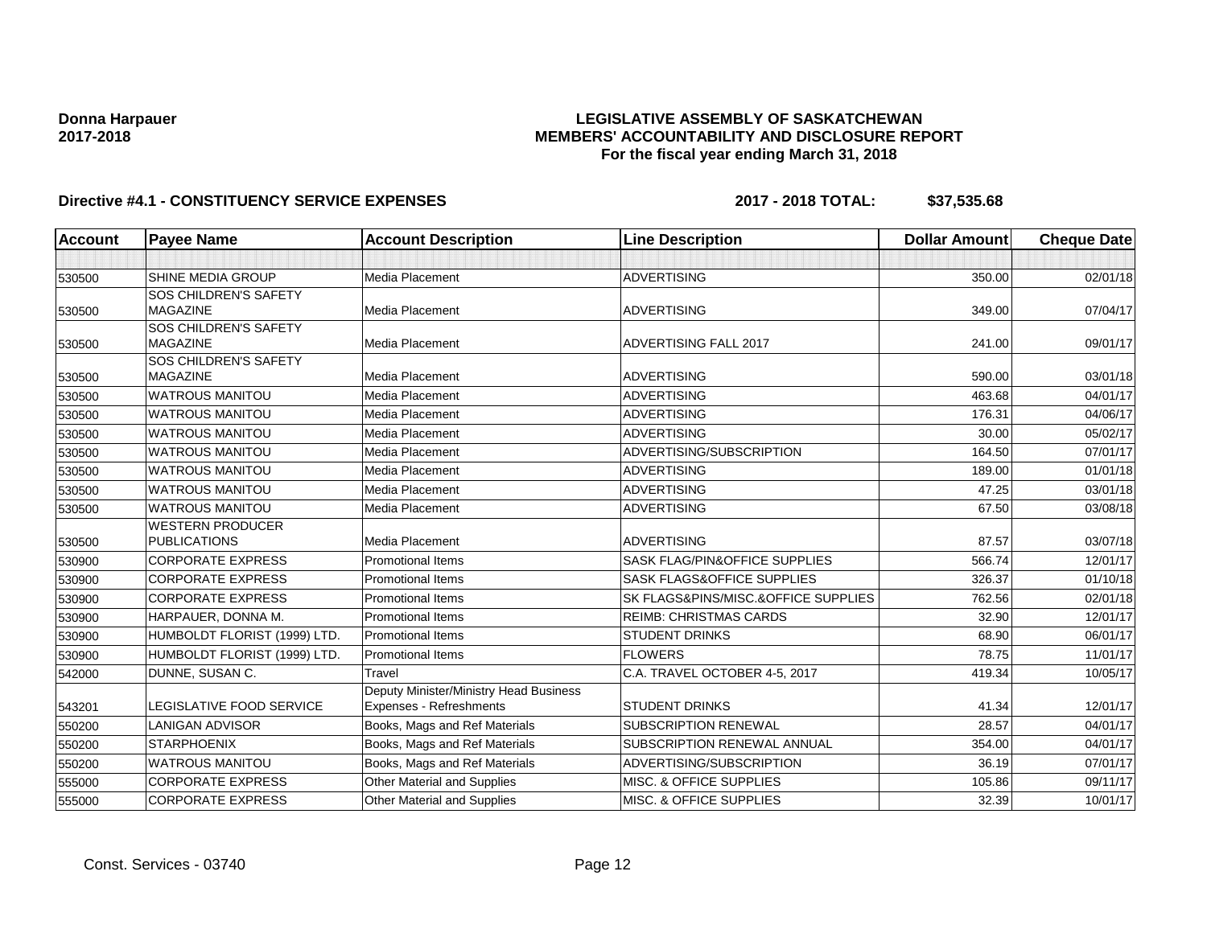**Donna Harpauer**
**2017-2018**

**LEGISLATIVE ASSEMBLY OF SASKATCHEWAN**
**MEMBERS' ACCOUNTABILITY AND DISCLOSURE REPORT**
**For the fiscal year ending March 31, 2018**

**Directive #4.1 - CONSTITUENCY SERVICE EXPENSES** **2017 - 2018 TOTAL: $37,535.68**

| Account | Payee Name | Account Description | Line Description | Dollar Amount | Cheque Date |
|---|---|---|---|---|---|
| | | | | | |
| 530500 | SHINE MEDIA GROUP | Media Placement | ADVERTISING | 350.00 | 02/01/18 |
| 530500 | SOS CHILDREN'S SAFETY MAGAZINE | Media Placement | ADVERTISING | 349.00 | 07/04/17 |
| 530500 | SOS CHILDREN'S SAFETY MAGAZINE | Media Placement | ADVERTISING FALL 2017 | 241.00 | 09/01/17 |
| 530500 | SOS CHILDREN'S SAFETY MAGAZINE | Media Placement | ADVERTISING | 590.00 | 03/01/18 |
| 530500 | WATROUS MANITOU | Media Placement | ADVERTISING | 463.68 | 04/01/17 |
| 530500 | WATROUS MANITOU | Media Placement | ADVERTISING | 176.31 | 04/06/17 |
| 530500 | WATROUS MANITOU | Media Placement | ADVERTISING | 30.00 | 05/02/17 |
| 530500 | WATROUS MANITOU | Media Placement | ADVERTISING/SUBSCRIPTION | 164.50 | 07/01/17 |
| 530500 | WATROUS MANITOU | Media Placement | ADVERTISING | 189.00 | 01/01/18 |
| 530500 | WATROUS MANITOU | Media Placement | ADVERTISING | 47.25 | 03/01/18 |
| 530500 | WATROUS MANITOU | Media Placement | ADVERTISING | 67.50 | 03/08/18 |
| 530500 | WESTERN PRODUCER PUBLICATIONS | Media Placement | ADVERTISING | 87.57 | 03/07/18 |
| 530900 | CORPORATE EXPRESS | Promotional Items | SASK FLAG/PIN&OFFICE SUPPLIES | 566.74 | 12/01/17 |
| 530900 | CORPORATE EXPRESS | Promotional Items | SASK FLAGS&OFFICE SUPPLIES | 326.37 | 01/10/18 |
| 530900 | CORPORATE EXPRESS | Promotional Items | SK FLAGS&PINS/MISC.&OFFICE SUPPLIES | 762.56 | 02/01/18 |
| 530900 | HARPAUER, DONNA M. | Promotional Items | REIMB: CHRISTMAS CARDS | 32.90 | 12/01/17 |
| 530900 | HUMBOLDT FLORIST (1999) LTD. | Promotional Items | STUDENT DRINKS | 68.90 | 06/01/17 |
| 530900 | HUMBOLDT FLORIST (1999) LTD. | Promotional Items | FLOWERS | 78.75 | 11/01/17 |
| 542000 | DUNNE, SUSAN C. | Travel | C.A. TRAVEL OCTOBER 4-5, 2017 | 419.34 | 10/05/17 |
| 543201 | LEGISLATIVE FOOD SERVICE | Deputy Minister/Ministry Head Business Expenses - Refreshments | STUDENT DRINKS | 41.34 | 12/01/17 |
| 550200 | LANIGAN ADVISOR | Books, Mags and Ref Materials | SUBSCRIPTION RENEWAL | 28.57 | 04/01/17 |
| 550200 | STARPHOENIX | Books, Mags and Ref Materials | SUBSCRIPTION RENEWAL ANNUAL | 354.00 | 04/01/17 |
| 550200 | WATROUS MANITOU | Books, Mags and Ref Materials | ADVERTISING/SUBSCRIPTION | 36.19 | 07/01/17 |
| 555000 | CORPORATE EXPRESS | Other Material and Supplies | MISC. & OFFICE SUPPLIES | 105.86 | 09/11/17 |
| 555000 | CORPORATE EXPRESS | Other Material and Supplies | MISC. & OFFICE SUPPLIES | 32.39 | 10/01/17 |

Const. Services - 03740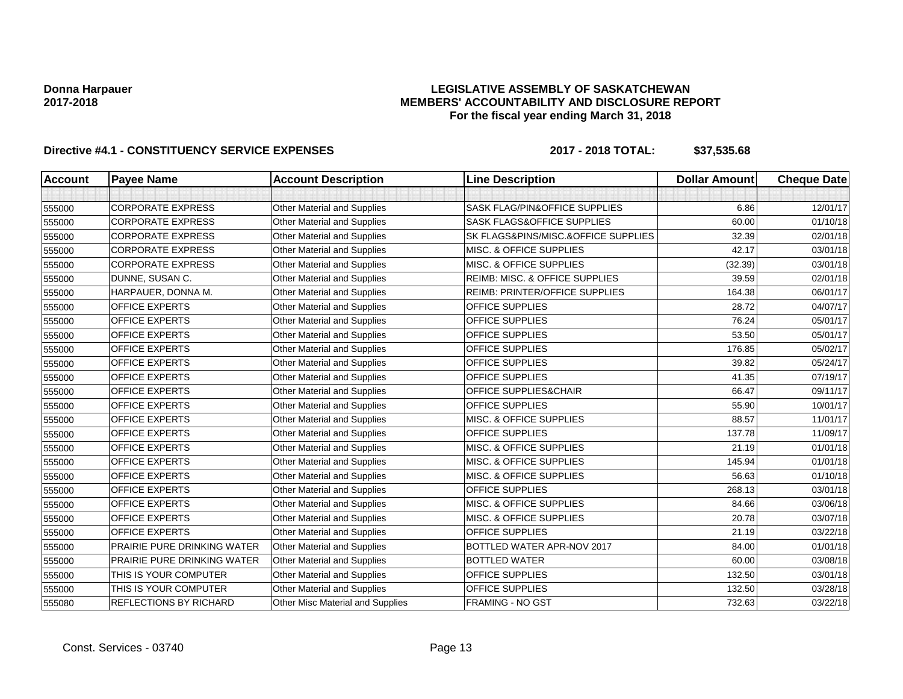**Donna Harpauer**
**2017-2018**

**LEGISLATIVE ASSEMBLY OF SASKATCHEWAN**
**MEMBERS' ACCOUNTABILITY AND DISCLOSURE REPORT**
**For the fiscal year ending March 31, 2018**

**Directive #4.1 - CONSTITUENCY SERVICE EXPENSES** **2017 - 2018 TOTAL: $37,535.68**

| Account | Payee Name | Account Description | Line Description | Dollar Amount | Cheque Date |
|---|---|---|---|---|---|
| | | | | | |
| 555000 | CORPORATE EXPRESS | Other Material and Supplies | SASK FLAG/PIN&OFFICE SUPPLIES | 6.86 | 12/01/17 |
| 555000 | CORPORATE EXPRESS | Other Material and Supplies | SASK FLAGS&OFFICE SUPPLIES | 60.00 | 01/10/18 |
| 555000 | CORPORATE EXPRESS | Other Material and Supplies | SK FLAGS&PINS/MISC.&OFFICE SUPPLIES | 32.39 | 02/01/18 |
| 555000 | CORPORATE EXPRESS | Other Material and Supplies | MISC. & OFFICE SUPPLIES | 42.17 | 03/01/18 |
| 555000 | CORPORATE EXPRESS | Other Material and Supplies | MISC. & OFFICE SUPPLIES | (32.39) | 03/01/18 |
| 555000 | DUNNE, SUSAN C. | Other Material and Supplies | REIMB: MISC. & OFFICE SUPPLIES | 39.59 | 02/01/18 |
| 555000 | HARPAUER, DONNA M. | Other Material and Supplies | REIMB: PRINTER/OFFICE SUPPLIES | 164.38 | 06/01/17 |
| 555000 | OFFICE EXPERTS | Other Material and Supplies | OFFICE SUPPLIES | 28.72 | 04/07/17 |
| 555000 | OFFICE EXPERTS | Other Material and Supplies | OFFICE SUPPLIES | 76.24 | 05/01/17 |
| 555000 | OFFICE EXPERTS | Other Material and Supplies | OFFICE SUPPLIES | 53.50 | 05/01/17 |
| 555000 | OFFICE EXPERTS | Other Material and Supplies | OFFICE SUPPLIES | 176.85 | 05/02/17 |
| 555000 | OFFICE EXPERTS | Other Material and Supplies | OFFICE SUPPLIES | 39.82 | 05/24/17 |
| 555000 | OFFICE EXPERTS | Other Material and Supplies | OFFICE SUPPLIES | 41.35 | 07/19/17 |
| 555000 | OFFICE EXPERTS | Other Material and Supplies | OFFICE SUPPLIES&CHAIR | 66.47 | 09/11/17 |
| 555000 | OFFICE EXPERTS | Other Material and Supplies | OFFICE SUPPLIES | 55.90 | 10/01/17 |
| 555000 | OFFICE EXPERTS | Other Material and Supplies | MISC. & OFFICE SUPPLIES | 88.57 | 11/01/17 |
| 555000 | OFFICE EXPERTS | Other Material and Supplies | OFFICE SUPPLIES | 137.78 | 11/09/17 |
| 555000 | OFFICE EXPERTS | Other Material and Supplies | MISC. & OFFICE SUPPLIES | 21.19 | 01/01/18 |
| 555000 | OFFICE EXPERTS | Other Material and Supplies | MISC. & OFFICE SUPPLIES | 145.94 | 01/01/18 |
| 555000 | OFFICE EXPERTS | Other Material and Supplies | MISC. & OFFICE SUPPLIES | 56.63 | 01/10/18 |
| 555000 | OFFICE EXPERTS | Other Material and Supplies | OFFICE SUPPLIES | 268.13 | 03/01/18 |
| 555000 | OFFICE EXPERTS | Other Material and Supplies | MISC. & OFFICE SUPPLIES | 84.66 | 03/06/18 |
| 555000 | OFFICE EXPERTS | Other Material and Supplies | MISC. & OFFICE SUPPLIES | 20.78 | 03/07/18 |
| 555000 | OFFICE EXPERTS | Other Material and Supplies | OFFICE SUPPLIES | 21.19 | 03/22/18 |
| 555000 | PRAIRIE PURE DRINKING WATER | Other Material and Supplies | BOTTLED WATER APR-NOV 2017 | 84.00 | 01/01/18 |
| 555000 | PRAIRIE PURE DRINKING WATER | Other Material and Supplies | BOTTLED WATER | 60.00 | 03/08/18 |
| 555000 | THIS IS YOUR COMPUTER | Other Material and Supplies | OFFICE SUPPLIES | 132.50 | 03/01/18 |
| 555000 | THIS IS YOUR COMPUTER | Other Material and Supplies | OFFICE SUPPLIES | 132.50 | 03/28/18 |
| 555080 | REFLECTIONS BY RICHARD | Other Misc Material and Supplies | FRAMING - NO GST | 732.63 | 03/22/18 |

Const. Services - 03740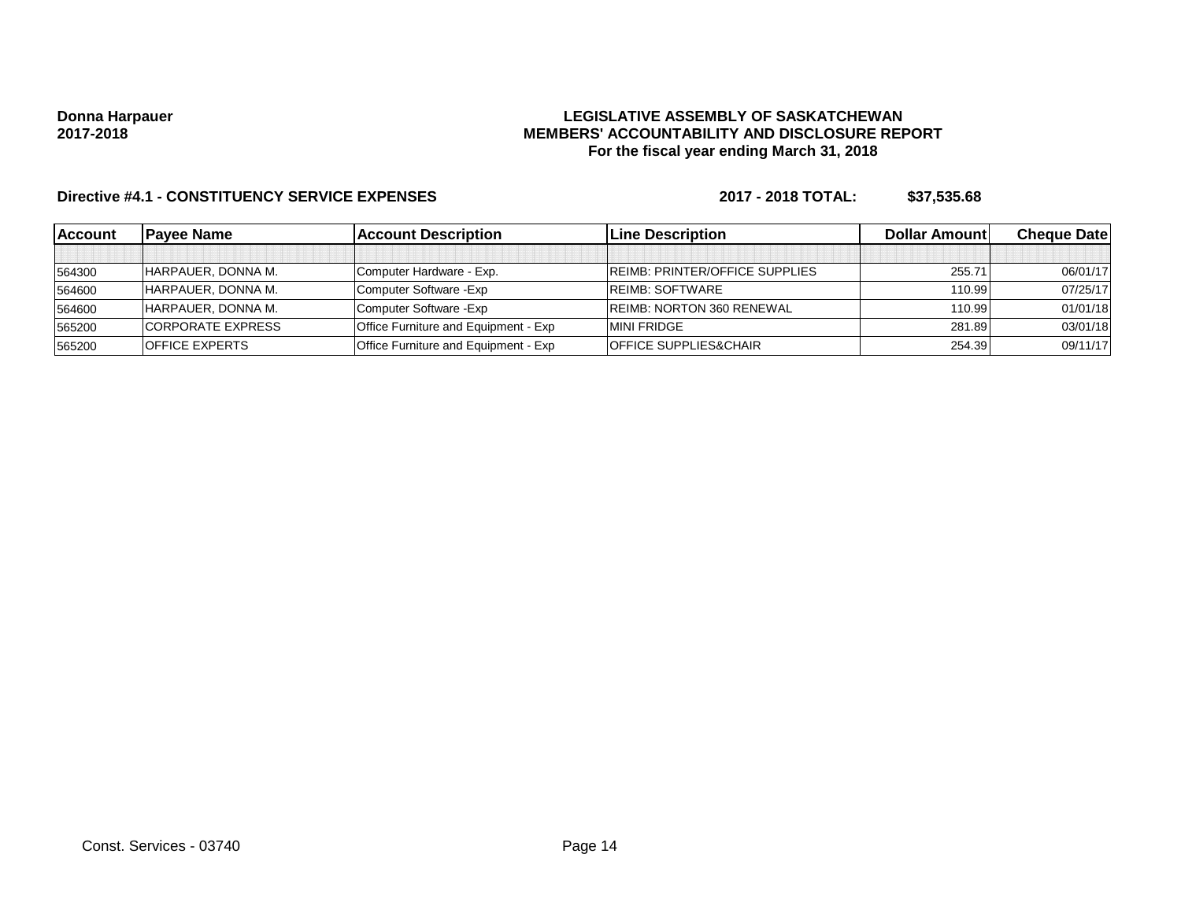**Donna Harpauer**
**2017-2018**

**LEGISLATIVE ASSEMBLY OF SASKATCHEWAN**
**MEMBERS' ACCOUNTABILITY AND DISCLOSURE REPORT**
**For the fiscal year ending March 31, 2018**

**Directive #4.1 - CONSTITUENCY SERVICE EXPENSES** **2017 - 2018 TOTAL: $37,535.68**

| Account | Payee Name | Account Description | Line Description | Dollar Amount | Cheque Date |
|---|---|---|---|---|---|
| | | | | | |
| 564300 | HARPAUER, DONNA M. | Computer Hardware - Exp. | REIMB: PRINTER/OFFICE SUPPLIES | 255.71 | 06/01/17 |
| 564600 | HARPAUER, DONNA M. | Computer Software -Exp | REIMB: SOFTWARE | 110.99 | 07/25/17 |
| 564600 | HARPAUER, DONNA M. | Computer Software -Exp | REIMB: NORTON 360 RENEWAL | 110.99 | 01/01/18 |
| 565200 | CORPORATE EXPRESS | Office Furniture and Equipment - Exp | MINI FRIDGE | 281.89 | 03/01/18 |
| 565200 | OFFICE EXPERTS | Office Furniture and Equipment - Exp | OFFICE SUPPLIES&CHAIR | 254.39 | 09/11/17 |

Const. Services - 03740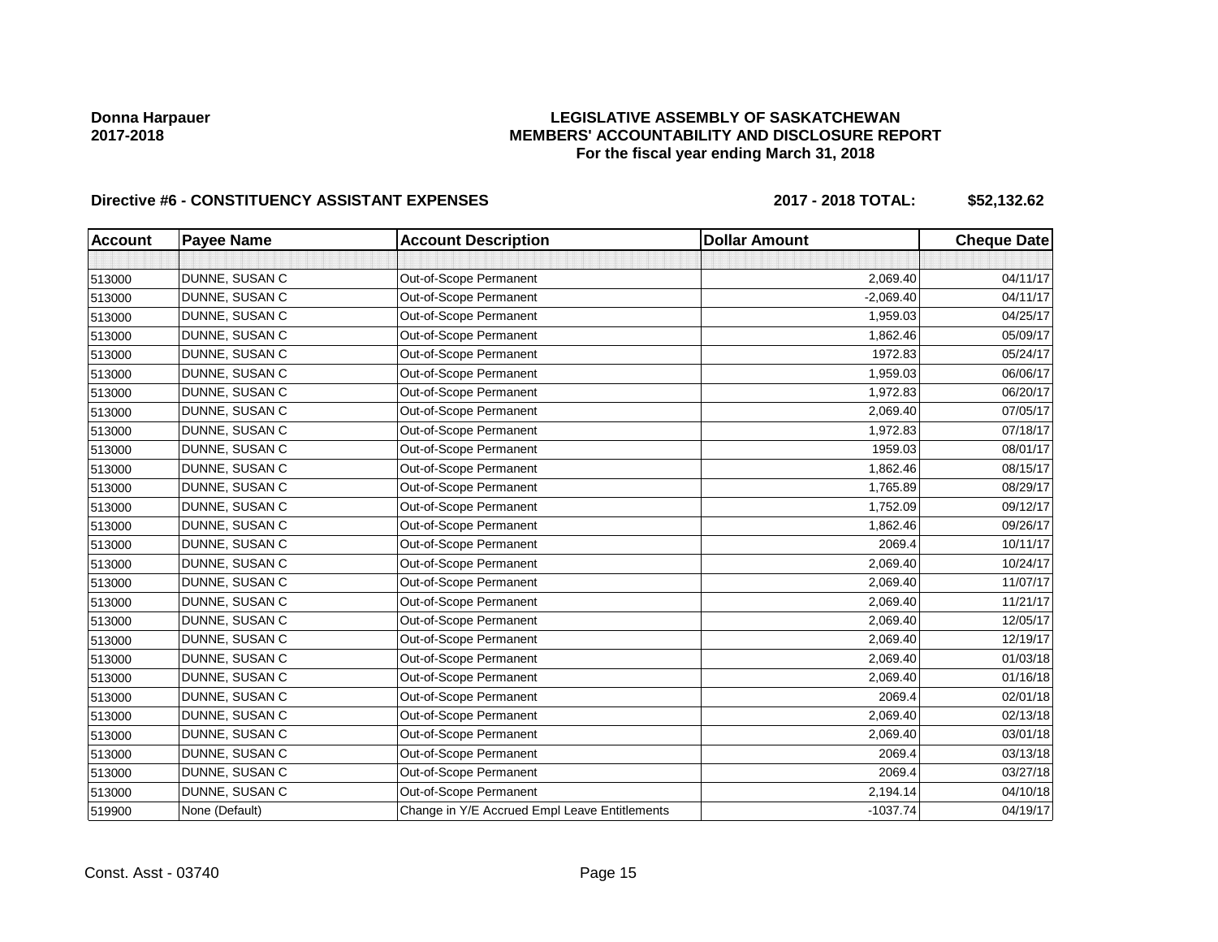**Donna Harpauer**
**2017-2018**

**LEGISLATIVE ASSEMBLY OF SASKATCHEWAN**
**MEMBERS' ACCOUNTABILITY AND DISCLOSURE REPORT**
**For the fiscal year ending March 31, 2018**

**Directive #6 - CONSTITUENCY ASSISTANT EXPENSES** **2017 - 2018 TOTAL: $52,132.62**

| Account | Payee Name | Account Description | Dollar Amount | Cheque Date |
|---|---|---|---|---|
| | | | | |
| 513000 | DUNNE, SUSAN C | Out-of-Scope Permanent | 2,069.40 | 04/11/17 |
| 513000 | DUNNE, SUSAN C | Out-of-Scope Permanent | -2,069.40 | 04/11/17 |
| 513000 | DUNNE, SUSAN C | Out-of-Scope Permanent | 1,959.03 | 04/25/17 |
| 513000 | DUNNE, SUSAN C | Out-of-Scope Permanent | 1,862.46 | 05/09/17 |
| 513000 | DUNNE, SUSAN C | Out-of-Scope Permanent | 1972.83 | 05/24/17 |
| 513000 | DUNNE, SUSAN C | Out-of-Scope Permanent | 1,959.03 | 06/06/17 |
| 513000 | DUNNE, SUSAN C | Out-of-Scope Permanent | 1,972.83 | 06/20/17 |
| 513000 | DUNNE, SUSAN C | Out-of-Scope Permanent | 2,069.40 | 07/05/17 |
| 513000 | DUNNE, SUSAN C | Out-of-Scope Permanent | 1,972.83 | 07/18/17 |
| 513000 | DUNNE, SUSAN C | Out-of-Scope Permanent | 1959.03 | 08/01/17 |
| 513000 | DUNNE, SUSAN C | Out-of-Scope Permanent | 1,862.46 | 08/15/17 |
| 513000 | DUNNE, SUSAN C | Out-of-Scope Permanent | 1,765.89 | 08/29/17 |
| 513000 | DUNNE, SUSAN C | Out-of-Scope Permanent | 1,752.09 | 09/12/17 |
| 513000 | DUNNE, SUSAN C | Out-of-Scope Permanent | 1,862.46 | 09/26/17 |
| 513000 | DUNNE, SUSAN C | Out-of-Scope Permanent | 2069.4 | 10/11/17 |
| 513000 | DUNNE, SUSAN C | Out-of-Scope Permanent | 2,069.40 | 10/24/17 |
| 513000 | DUNNE, SUSAN C | Out-of-Scope Permanent | 2,069.40 | 11/07/17 |
| 513000 | DUNNE, SUSAN C | Out-of-Scope Permanent | 2,069.40 | 11/21/17 |
| 513000 | DUNNE, SUSAN C | Out-of-Scope Permanent | 2,069.40 | 12/05/17 |
| 513000 | DUNNE, SUSAN C | Out-of-Scope Permanent | 2,069.40 | 12/19/17 |
| 513000 | DUNNE, SUSAN C | Out-of-Scope Permanent | 2,069.40 | 01/03/18 |
| 513000 | DUNNE, SUSAN C | Out-of-Scope Permanent | 2,069.40 | 01/16/18 |
| 513000 | DUNNE, SUSAN C | Out-of-Scope Permanent | 2069.4 | 02/01/18 |
| 513000 | DUNNE, SUSAN C | Out-of-Scope Permanent | 2,069.40 | 02/13/18 |
| 513000 | DUNNE, SUSAN C | Out-of-Scope Permanent | 2,069.40 | 03/01/18 |
| 513000 | DUNNE, SUSAN C | Out-of-Scope Permanent | 2069.4 | 03/13/18 |
| 513000 | DUNNE, SUSAN C | Out-of-Scope Permanent | 2069.4 | 03/27/18 |
| 513000 | DUNNE, SUSAN C | Out-of-Scope Permanent | 2,194.14 | 04/10/18 |
| 519900 | None (Default) | Change in Y/E Accrued Empl Leave Entitlements | -1037.74 | 04/19/17 |

Const. Asst - 03740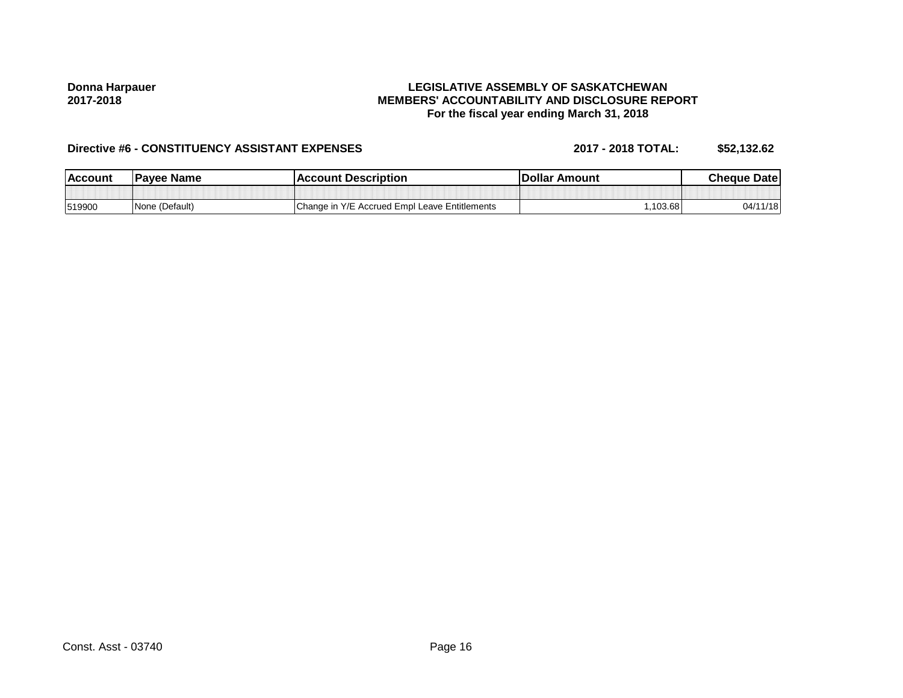**Donna Harpauer**
**2017-2018**

**LEGISLATIVE ASSEMBLY OF SASKATCHEWAN**
**MEMBERS' ACCOUNTABILITY AND DISCLOSURE REPORT**
**For the fiscal year ending March 31, 2018**

**Directive #6 - CONSTITUENCY ASSISTANT EXPENSES** **2017 - 2018 TOTAL: $52,132.62**

| Account | Payee Name | Account Description | Dollar Amount | Cheque Date |
|---|---|---|---|---|
| | | | | |
| 519900 | None (Default) | Change in Y/E Accrued Empl Leave Entitlements | 1,103.68 | 04/11/18 |

Const. Asst - 03740